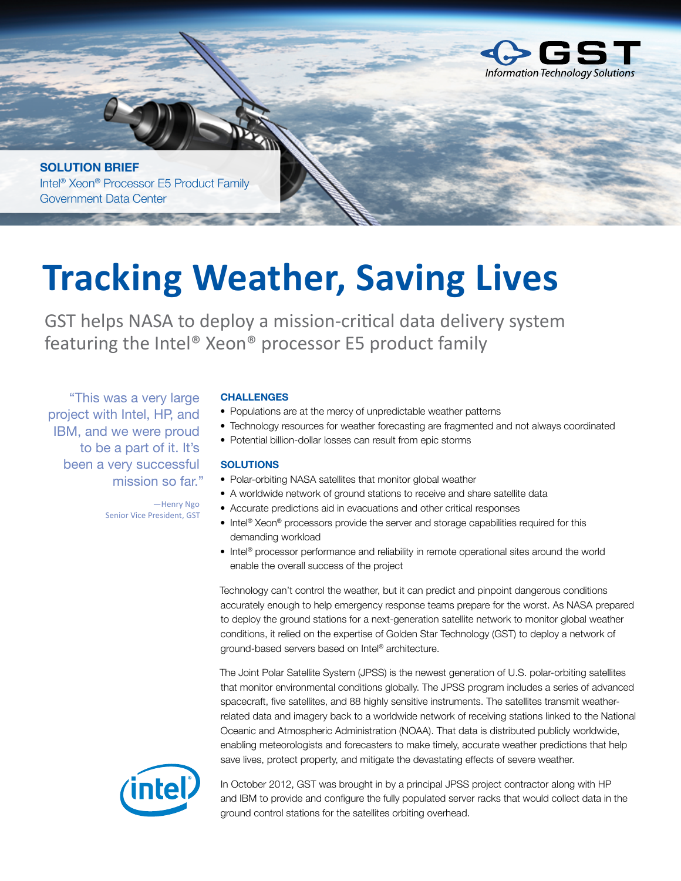GST Information Technology Solutions

**SOLUTION BRIEF**
Intel® Xeon® Processor E5 Product Family
Government Data Center

# Tracking Weather, Saving Lives

## GST helps NASA to deploy a mission-critical data delivery system featuring the Intel® Xeon® processor E5 product family

> "This was a very large project with Intel, HP, and IBM, and we were proud to be a part of it. It's been a very successful mission so far."
>
> —Henry Ngo
> Senior Vice President, GST

### CHALLENGES

- Populations are at the mercy of unpredictable weather patterns
- Technology resources for weather forecasting are fragmented and not always coordinated
- Potential billion-dollar losses can result from epic storms

### SOLUTIONS

- Polar-orbiting NASA satellites that monitor global weather
- A worldwide network of ground stations to receive and share satellite data
- Accurate predictions aid in evacuations and other critical responses
- Intel® Xeon® processors provide the server and storage capabilities required for this demanding workload
- Intel® processor performance and reliability in remote operational sites around the world enable the overall success of the project

Technology can't control the weather, but it can predict and pinpoint dangerous conditions accurately enough to help emergency response teams prepare for the worst. As NASA prepared to deploy the ground stations for a next-generation satellite network to monitor global weather conditions, it relied on the expertise of Golden Star Technology (GST) to deploy a network of ground-based servers based on Intel® architecture.

The Joint Polar Satellite System (JPSS) is the newest generation of U.S. polar-orbiting satellites that monitor environmental conditions globally. The JPSS program includes a series of advanced spacecraft, five satellites, and 88 highly sensitive instruments. The satellites transmit weather-related data and imagery back to a worldwide network of receiving stations linked to the National Oceanic and Atmospheric Administration (NOAA). That data is distributed publicly worldwide, enabling meteorologists and forecasters to make timely, accurate weather predictions that help save lives, protect property, and mitigate the devastating effects of severe weather.

In October 2012, GST was brought in by a principal JPSS project contractor along with HP and IBM to provide and configure the fully populated server racks that would collect data in the ground control stations for the satellites orbiting overhead.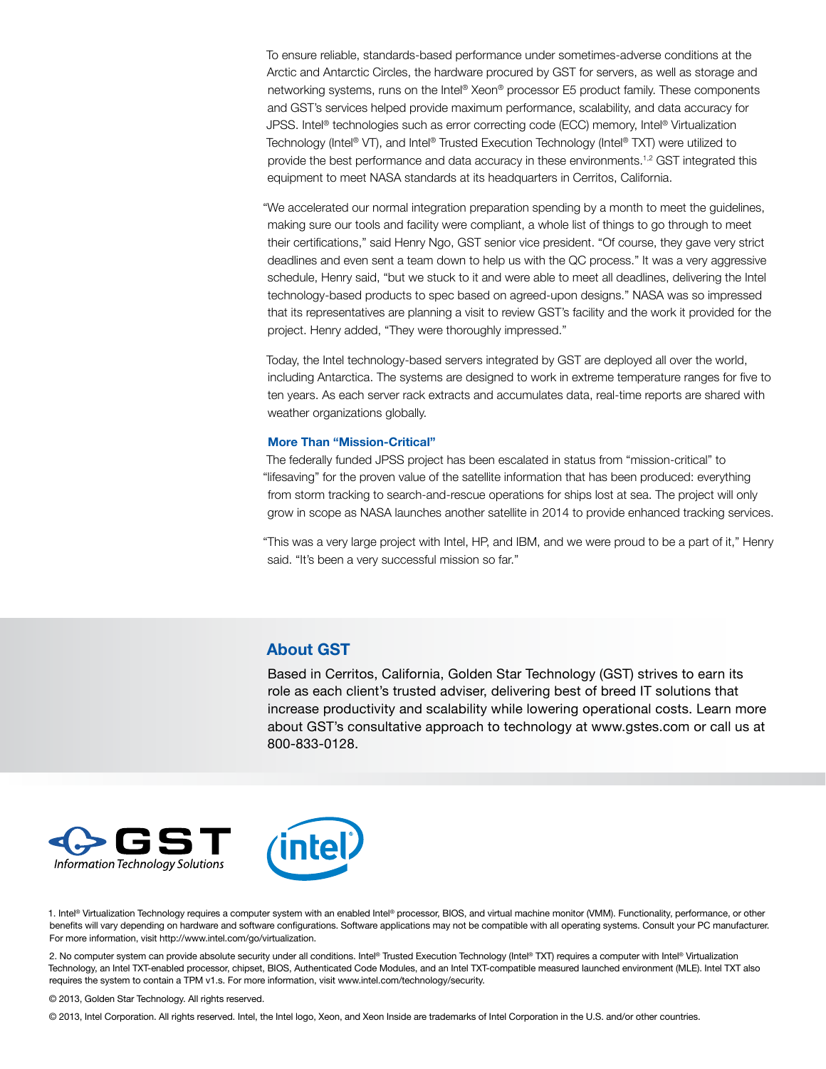To ensure reliable, standards-based performance under sometimes-adverse conditions at the Arctic and Antarctic Circles, the hardware procured by GST for servers, as well as storage and networking systems, runs on the Intel® Xeon® processor E5 product family. These components and GST's services helped provide maximum performance, scalability, and data accuracy for JPSS. Intel® technologies such as error correcting code (ECC) memory, Intel® Virtualization Technology (Intel® VT), and Intel® Trusted Execution Technology (Intel® TXT) were utilized to provide the best performance and data accuracy in these environments.[1,2] GST integrated this equipment to meet NASA standards at its headquarters in Cerritos, California.

"We accelerated our normal integration preparation spending by a month to meet the guidelines, making sure our tools and facility were compliant, a whole list of things to go through to meet their certifications," said Henry Ngo, GST senior vice president. "Of course, they gave very strict deadlines and even sent a team down to help us with the QC process." It was a very aggressive schedule, Henry said, "but we stuck to it and were able to meet all deadlines, delivering the Intel technology-based products to spec based on agreed-upon designs." NASA was so impressed that its representatives are planning a visit to review GST's facility and the work it provided for the project. Henry added, "They were thoroughly impressed."

Today, the Intel technology-based servers integrated by GST are deployed all over the world, including Antarctica. The systems are designed to work in extreme temperature ranges for five to ten years. As each server rack extracts and accumulates data, real-time reports are shared with weather organizations globally.

### More Than "Mission-Critical"

The federally funded JPSS project has been escalated in status from "mission-critical" to "lifesaving" for the proven value of the satellite information that has been produced: everything from storm tracking to search-and-rescue operations for ships lost at sea. The project will only grow in scope as NASA launches another satellite in 2014 to provide enhanced tracking services.

"This was a very large project with Intel, HP, and IBM, and we were proud to be a part of it," Henry said. "It's been a very successful mission so far."

## About GST

Based in Cerritos, California, Golden Star Technology (GST) strives to earn its role as each client's trusted adviser, delivering best of breed IT solutions that increase productivity and scalability while lowering operational costs. Learn more about GST's consultative approach to technology at www.gstes.com or call us at 800-833-0128.

GST Information Technology Solutions

intel

1. Intel® Virtualization Technology requires a computer system with an enabled Intel® processor, BIOS, and virtual machine monitor (VMM). Functionality, performance, or other benefits will vary depending on hardware and software configurations. Software applications may not be compatible with all operating systems. Consult your PC manufacturer. For more information, visit http://www.intel.com/go/virtualization.

2. No computer system can provide absolute security under all conditions. Intel® Trusted Execution Technology (Intel® TXT) requires a computer with Intel® Virtualization Technology, an Intel TXT-enabled processor, chipset, BIOS, Authenticated Code Modules, and an Intel TXT-compatible measured launched environment (MLE). Intel TXT also requires the system to contain a TPM v1.s. For more information, visit www.intel.com/technology/security.

© 2013, Golden Star Technology. All rights reserved.

© 2013, Intel Corporation. All rights reserved. Intel, the Intel logo, Xeon, and Xeon Inside are trademarks of Intel Corporation in the U.S. and/or other countries.